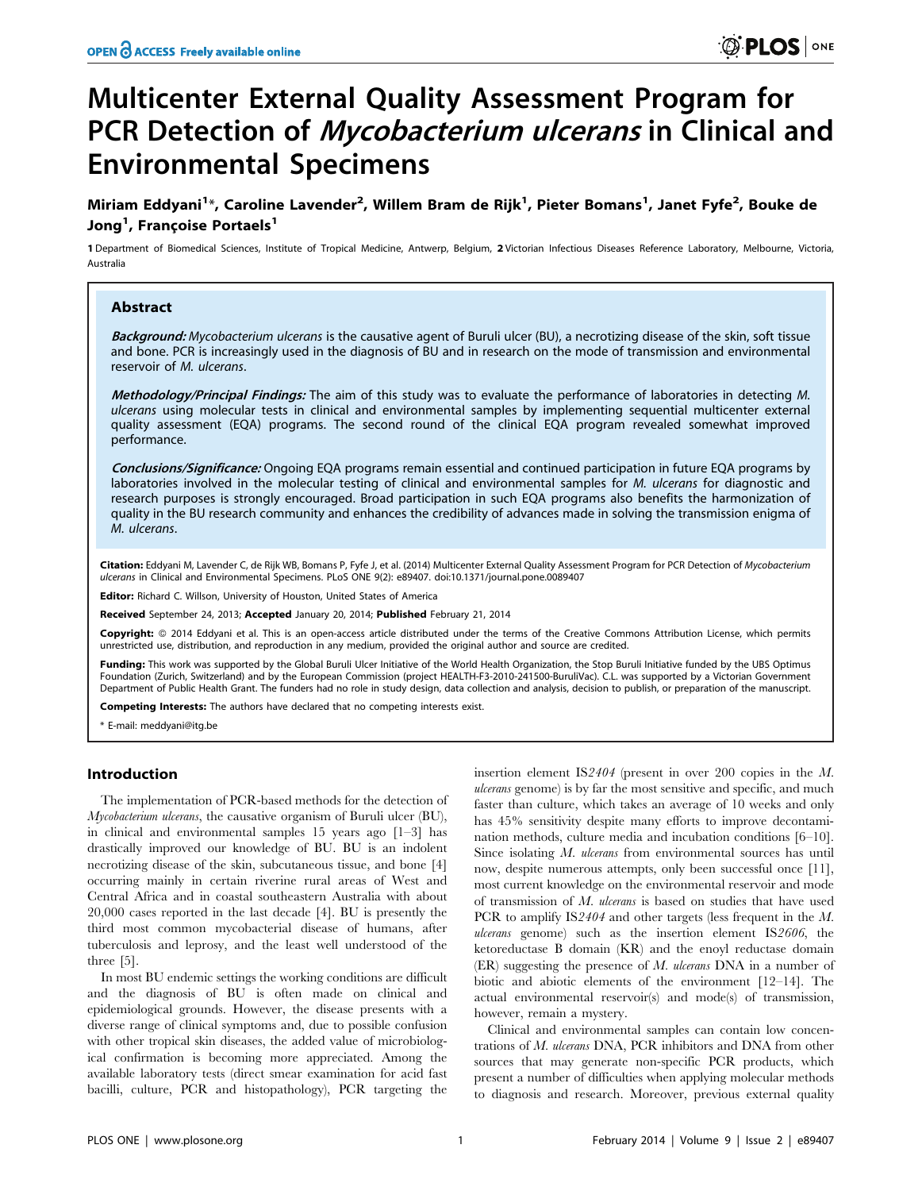# Multicenter External Quality Assessment Program for PCR Detection of *Mycobacterium ulcerans* in Clinical and Environmental Specimens

**Miriam Eddyani[1]*, Caroline Lavender[2], Willem Bram de Rijk[1], Pieter Bomans[1], Janet Fyfe[2], Bouke de Jong[1], Françoise Portaels[1]**

1 Department of Biomedical Sciences, Institute of Tropical Medicine, Antwerp, Belgium, 2 Victorian Infectious Diseases Reference Laboratory, Melbourne, Victoria, Australia

## Abstract

***Background:*** *Mycobacterium ulcerans* is the causative agent of Buruli ulcer (BU), a necrotizing disease of the skin, soft tissue and bone. PCR is increasingly used in the diagnosis of BU and in research on the mode of transmission and environmental reservoir of *M. ulcerans*.

***Methodology/Principal Findings:*** The aim of this study was to evaluate the performance of laboratories in detecting *M. ulcerans* using molecular tests in clinical and environmental samples by implementing sequential multicenter external quality assessment (EQA) programs. The second round of the clinical EQA program revealed somewhat improved performance.

***Conclusions/Significance:*** Ongoing EQA programs remain essential and continued participation in future EQA programs by laboratories involved in the molecular testing of clinical and environmental samples for *M. ulcerans* for diagnostic and research purposes is strongly encouraged. Broad participation in such EQA programs also benefits the harmonization of quality in the BU research community and enhances the credibility of advances made in solving the transmission enigma of *M. ulcerans*.

**Citation:** Eddyani M, Lavender C, de Rijk WB, Bomans P, Fyfe J, et al. (2014) Multicenter External Quality Assessment Program for PCR Detection of *Mycobacterium ulcerans* in Clinical and Environmental Specimens. PLoS ONE 9(2): e89407. doi:10.1371/journal.pone.0089407

**Editor:** Richard C. Willson, University of Houston, United States of America

**Received** September 24, 2013; **Accepted** January 20, 2014; **Published** February 21, 2014

**Copyright:** © 2014 Eddyani et al. This is an open-access article distributed under the terms of the Creative Commons Attribution License, which permits unrestricted use, distribution, and reproduction in any medium, provided the original author and source are credited.

**Funding:** This work was supported by the Global Buruli Ulcer Initiative of the World Health Organization, the Stop Buruli Initiative funded by the UBS Optimus Foundation (Zurich, Switzerland) and by the European Commission (project HEALTH-F3-2010-241500-BuruliVac). C.L. was supported by a Victorian Government Department of Public Health Grant. The funders had no role in study design, data collection and analysis, decision to publish, or preparation of the manuscript.

**Competing Interests:** The authors have declared that no competing interests exist.

\* E-mail: meddyani@itg.be

## Introduction

The implementation of PCR-based methods for the detection of *Mycobacterium ulcerans*, the causative organism of Buruli ulcer (BU), in clinical and environmental samples 15 years ago [1–3] has drastically improved our knowledge of BU. BU is an indolent necrotizing disease of the skin, subcutaneous tissue, and bone [4] occurring mainly in certain riverine rural areas of West and Central Africa and in coastal southeastern Australia with about 20,000 cases reported in the last decade [4]. BU is presently the third most common mycobacterial disease of humans, after tuberculosis and leprosy, and the least well understood of the three [5].

In most BU endemic settings the working conditions are difficult and the diagnosis of BU is often made on clinical and epidemiological grounds. However, the disease presents with a diverse range of clinical symptoms and, due to possible confusion with other tropical skin diseases, the added value of microbiological confirmation is becoming more appreciated. Among the available laboratory tests (direct smear examination for acid fast bacilli, culture, PCR and histopathology), PCR targeting the insertion element IS*2404* (present in over 200 copies in the *M. ulcerans* genome) is by far the most sensitive and specific, and much faster than culture, which takes an average of 10 weeks and only has 45% sensitivity despite many efforts to improve decontamination methods, culture media and incubation conditions [6–10]. Since isolating *M. ulcerans* from environmental sources has until now, despite numerous attempts, only been successful once [11], most current knowledge on the environmental reservoir and mode of transmission of *M. ulcerans* is based on studies that have used PCR to amplify IS*2404* and other targets (less frequent in the *M. ulcerans* genome) such as the insertion element IS*2606*, the ketoreductase B domain (KR) and the enoyl reductase domain (ER) suggesting the presence of *M. ulcerans* DNA in a number of biotic and abiotic elements of the environment [12–14]. The actual environmental reservoir(s) and mode(s) of transmission, however, remain a mystery.

Clinical and environmental samples can contain low concentrations of *M. ulcerans* DNA, PCR inhibitors and DNA from other sources that may generate non-specific PCR products, which present a number of difficulties when applying molecular methods to diagnosis and research. Moreover, previous external quality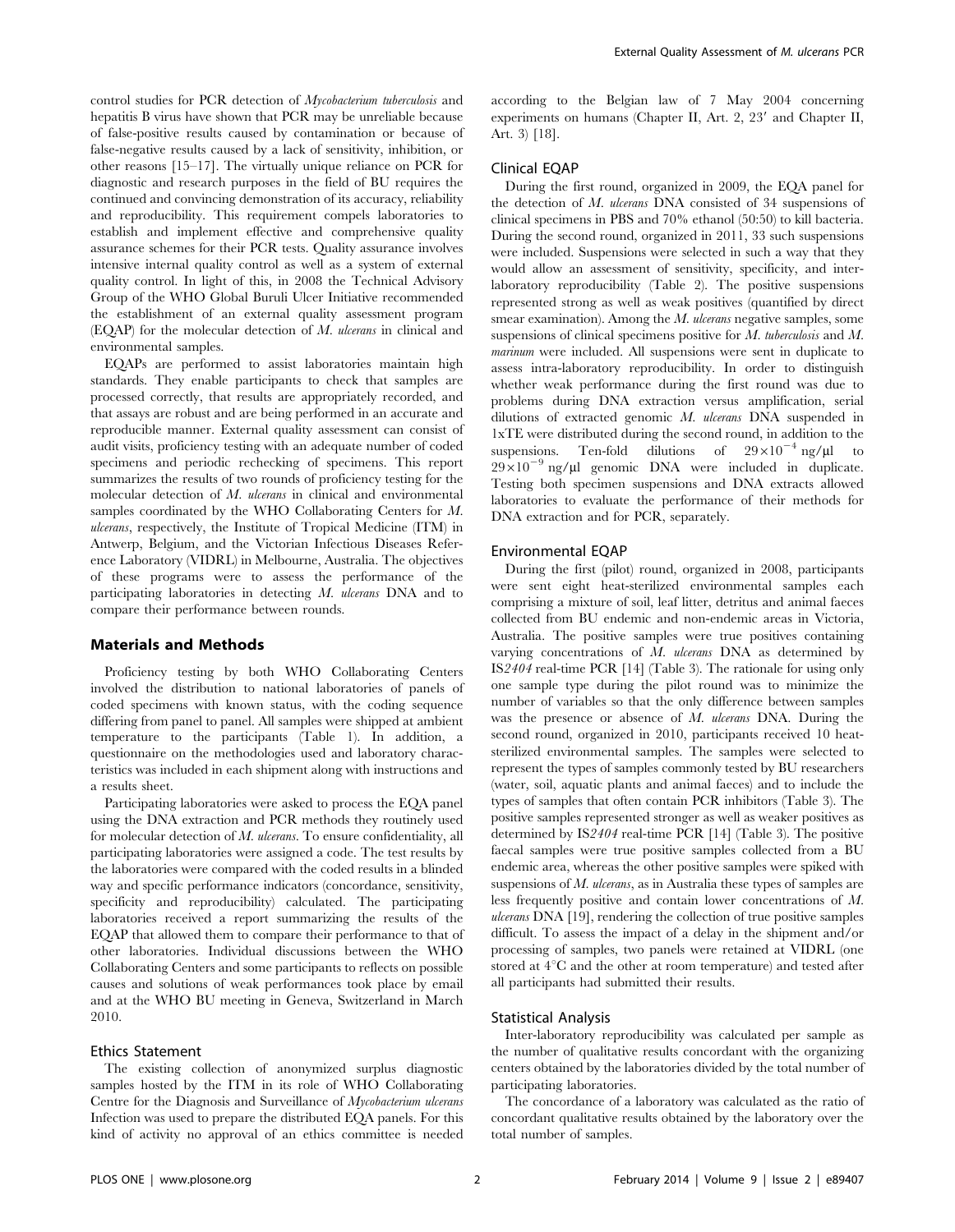control studies for PCR detection of *Mycobacterium tuberculosis* and hepatitis B virus have shown that PCR may be unreliable because of false-positive results caused by contamination or because of false-negative results caused by a lack of sensitivity, inhibition, or other reasons [15–17]. The virtually unique reliance on PCR for diagnostic and research purposes in the field of BU requires the continued and convincing demonstration of its accuracy, reliability and reproducibility. This requirement compels laboratories to establish and implement effective and comprehensive quality assurance schemes for their PCR tests. Quality assurance involves intensive internal quality control as well as a system of external quality control. In light of this, in 2008 the Technical Advisory Group of the WHO Global Buruli Ulcer Initiative recommended the establishment of an external quality assessment program (EQAP) for the molecular detection of *M. ulcerans* in clinical and environmental samples.

EQAPs are performed to assist laboratories maintain high standards. They enable participants to check that samples are processed correctly, that results are appropriately recorded, and that assays are robust and are being performed in an accurate and reproducible manner. External quality assessment can consist of audit visits, proficiency testing with an adequate number of coded specimens and periodic rechecking of specimens. This report summarizes the results of two rounds of proficiency testing for the molecular detection of *M. ulcerans* in clinical and environmental samples coordinated by the WHO Collaborating Centers for *M. ulcerans*, respectively, the Institute of Tropical Medicine (ITM) in Antwerp, Belgium, and the Victorian Infectious Diseases Reference Laboratory (VIDRL) in Melbourne, Australia. The objectives of these programs were to assess the performance of the participating laboratories in detecting *M. ulcerans* DNA and to compare their performance between rounds.

## Materials and Methods

Proficiency testing by both WHO Collaborating Centers involved the distribution to national laboratories of panels of coded specimens with known status, with the coding sequence differing from panel to panel. All samples were shipped at ambient temperature to the participants (Table 1). In addition, a questionnaire on the methodologies used and laboratory characteristics was included in each shipment along with instructions and a results sheet.

Participating laboratories were asked to process the EQA panel using the DNA extraction and PCR methods they routinely used for molecular detection of *M. ulcerans*. To ensure confidentiality, all participating laboratories were assigned a code. The test results by the laboratories were compared with the coded results in a blinded way and specific performance indicators (concordance, sensitivity, specificity and reproducibility) calculated. The participating laboratories received a report summarizing the results of the EQAP that allowed them to compare their performance to that of other laboratories. Individual discussions between the WHO Collaborating Centers and some participants to reflects on possible causes and solutions of weak performances took place by email and at the WHO BU meeting in Geneva, Switzerland in March 2010.

### Ethics Statement

The existing collection of anonymized surplus diagnostic samples hosted by the ITM in its role of WHO Collaborating Centre for the Diagnosis and Surveillance of *Mycobacterium ulcerans* Infection was used to prepare the distributed EQA panels. For this kind of activity no approval of an ethics committee is needed according to the Belgian law of 7 May 2004 concerning experiments on humans (Chapter II, Art. 2, 23′ and Chapter II, Art. 3) [18].

### Clinical EQAP

During the first round, organized in 2009, the EQA panel for the detection of *M. ulcerans* DNA consisted of 34 suspensions of clinical specimens in PBS and 70% ethanol (50:50) to kill bacteria. During the second round, organized in 2011, 33 such suspensions were included. Suspensions were selected in such a way that they would allow an assessment of sensitivity, specificity, and inter-laboratory reproducibility (Table 2). The positive suspensions represented strong as well as weak positives (quantified by direct smear examination). Among the *M. ulcerans* negative samples, some suspensions of clinical specimens positive for *M. tuberculosis* and *M. marinum* were included. All suspensions were sent in duplicate to assess intra-laboratory reproducibility. In order to distinguish whether weak performance during the first round was due to problems during DNA extraction versus amplification, serial dilutions of extracted genomic *M. ulcerans* DNA suspended in 1xTE were distributed during the second round, in addition to the suspensions. Ten-fold dilutions of $29\times10^{-4}$ ng/μl to $29\times10^{-9}$ ng/μl genomic DNA were included in duplicate. Testing both specimen suspensions and DNA extracts allowed laboratories to evaluate the performance of their methods for DNA extraction and for PCR, separately.

### Environmental EQAP

During the first (pilot) round, organized in 2008, participants were sent eight heat-sterilized environmental samples each comprising a mixture of soil, leaf litter, detritus and animal faeces collected from BU endemic and non-endemic areas in Victoria, Australia. The positive samples were true positives containing varying concentrations of *M. ulcerans* DNA as determined by IS*2404* real-time PCR [14] (Table 3). The rationale for using only one sample type during the pilot round was to minimize the number of variables so that the only difference between samples was the presence or absence of *M. ulcerans* DNA. During the second round, organized in 2010, participants received 10 heat-sterilized environmental samples. The samples were selected to represent the types of samples commonly tested by BU researchers (water, soil, aquatic plants and animal faeces) and to include the types of samples that often contain PCR inhibitors (Table 3). The positive samples represented stronger as well as weaker positives as determined by IS*2404* real-time PCR [14] (Table 3). The positive faecal samples were true positive samples collected from a BU endemic area, whereas the other positive samples were spiked with suspensions of *M. ulcerans*, as in Australia these types of samples are less frequently positive and contain lower concentrations of *M. ulcerans* DNA [19], rendering the collection of true positive samples difficult. To assess the impact of a delay in the shipment and/or processing of samples, two panels were retained at VIDRL (one stored at 4°C and the other at room temperature) and tested after all participants had submitted their results.

### Statistical Analysis

Inter-laboratory reproducibility was calculated per sample as the number of qualitative results concordant with the organizing centers obtained by the laboratories divided by the total number of participating laboratories.

The concordance of a laboratory was calculated as the ratio of concordant qualitative results obtained by the laboratory over the total number of samples.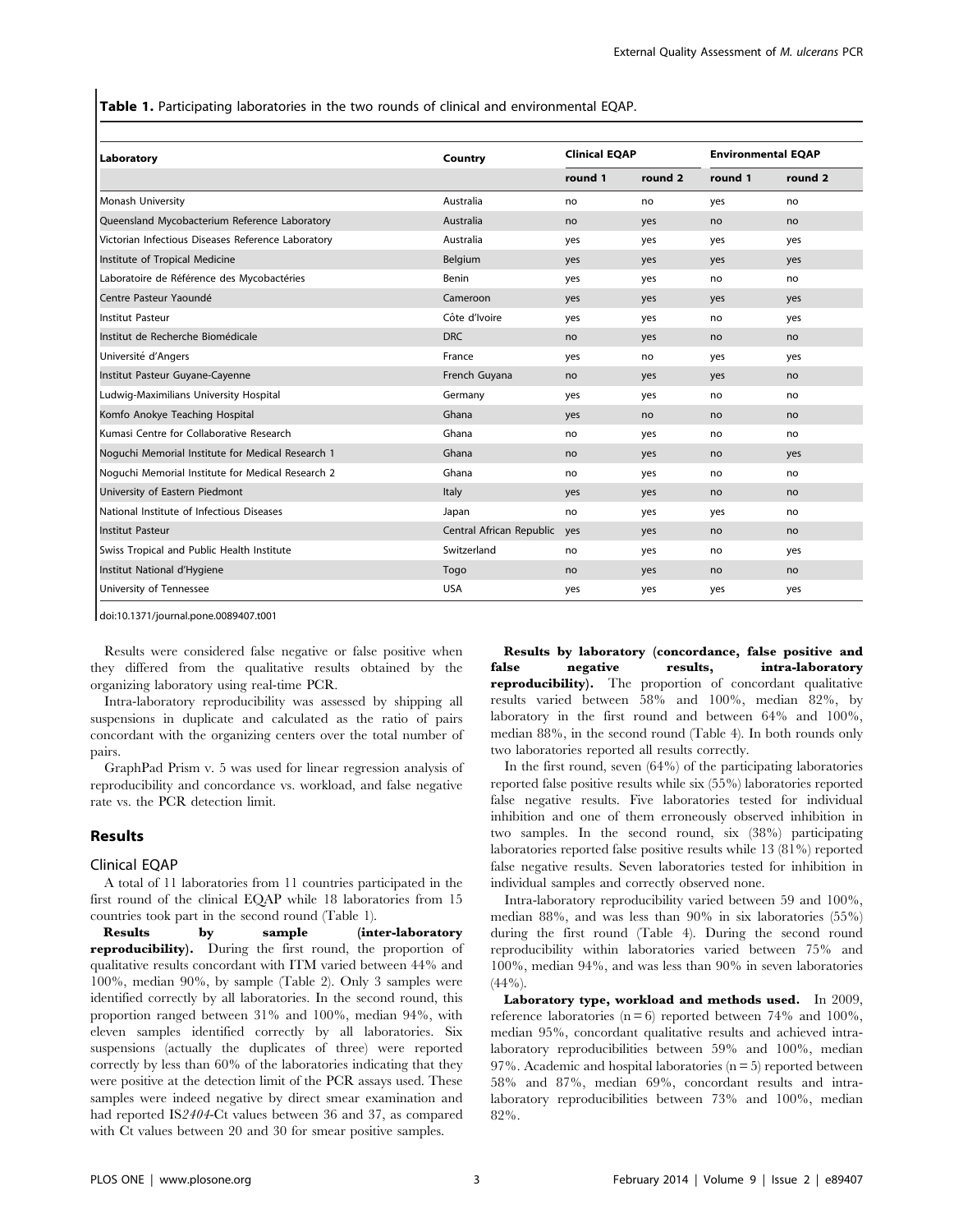**Table 1.** Participating laboratories in the two rounds of clinical and environmental EQAP.

| Laboratory | Country | Clinical EQAP | | Environmental EQAP | |
|---|---|---|---|---|---|
| | | round 1 | round 2 | round 1 | round 2 |
| Monash University | Australia | no | no | yes | no |
| Queensland Mycobacterium Reference Laboratory | Australia | no | yes | no | no |
| Victorian Infectious Diseases Reference Laboratory | Australia | yes | yes | yes | yes |
| Institute of Tropical Medicine | Belgium | yes | yes | yes | yes |
| Laboratoire de Référence des Mycobactéries | Benin | yes | yes | no | no |
| Centre Pasteur Yaoundé | Cameroon | yes | yes | yes | yes |
| Institut Pasteur | Côte d'Ivoire | yes | yes | no | yes |
| Institut de Recherche Biomédicale | DRC | no | yes | no | no |
| Université d'Angers | France | yes | no | yes | yes |
| Institut Pasteur Guyane-Cayenne | French Guyana | no | yes | yes | no |
| Ludwig-Maximilians University Hospital | Germany | yes | yes | no | no |
| Komfo Anokye Teaching Hospital | Ghana | yes | no | no | no |
| Kumasi Centre for Collaborative Research | Ghana | no | yes | no | no |
| Noguchi Memorial Institute for Medical Research 1 | Ghana | no | yes | no | yes |
| Noguchi Memorial Institute for Medical Research 2 | Ghana | no | yes | no | no |
| University of Eastern Piedmont | Italy | yes | yes | no | no |
| National Institute of Infectious Diseases | Japan | no | yes | yes | no |
| Institut Pasteur | Central African Republic | yes | yes | no | no |
| Swiss Tropical and Public Health Institute | Switzerland | no | yes | no | yes |
| Institut National d'Hygiene | Togo | no | yes | no | no |
| University of Tennessee | USA | yes | yes | yes | yes |

doi:10.1371/journal.pone.0089407.t001

Results were considered false negative or false positive when they differed from the qualitative results obtained by the organizing laboratory using real-time PCR.

Intra-laboratory reproducibility was assessed by shipping all suspensions in duplicate and calculated as the ratio of pairs concordant with the organizing centers over the total number of pairs.

GraphPad Prism v. 5 was used for linear regression analysis of reproducibility and concordance vs. workload, and false negative rate vs. the PCR detection limit.

## Results

### Clinical EQAP

A total of 11 laboratories from 11 countries participated in the first round of the clinical EQAP while 18 laboratories from 15 countries took part in the second round (Table 1).

**Results by sample (inter-laboratory reproducibility).** During the first round, the proportion of qualitative results concordant with ITM varied between 44% and 100%, median 90%, by sample (Table 2). Only 3 samples were identified correctly by all laboratories. In the second round, this proportion ranged between 31% and 100%, median 94%, with eleven samples identified correctly by all laboratories. Six suspensions (actually the duplicates of three) were reported correctly by less than 60% of the laboratories indicating that they were positive at the detection limit of the PCR assays used. These samples were indeed negative by direct smear examination and had reported *IS2404*-Ct values between 36 and 37, as compared with Ct values between 20 and 30 for smear positive samples.

**Results by laboratory (concordance, false positive and false negative results, intra-laboratory reproducibility).** The proportion of concordant qualitative results varied between 58% and 100%, median 82%, by laboratory in the first round and between 64% and 100%, median 88%, in the second round (Table 4). In both rounds only two laboratories reported all results correctly.

In the first round, seven (64%) of the participating laboratories reported false positive results while six (55%) laboratories reported false negative results. Five laboratories tested for individual inhibition and one of them erroneously observed inhibition in two samples. In the second round, six (38%) participating laboratories reported false positive results while 13 (81%) reported false negative results. Seven laboratories tested for inhibition in individual samples and correctly observed none.

Intra-laboratory reproducibility varied between 59 and 100%, median 88%, and was less than 90% in six laboratories (55%) during the first round (Table 4). During the second round reproducibility within laboratories varied between 75% and 100%, median 94%, and was less than 90% in seven laboratories (44%).

**Laboratory type, workload and methods used.** In 2009, reference laboratories (n = 6) reported between 74% and 100%, median 95%, concordant qualitative results and achieved intra-laboratory reproducibilities between 59% and 100%, median 97%. Academic and hospital laboratories (n = 5) reported between 58% and 87%, median 69%, concordant results and intra-laboratory reproducibilities between 73% and 100%, median 82%.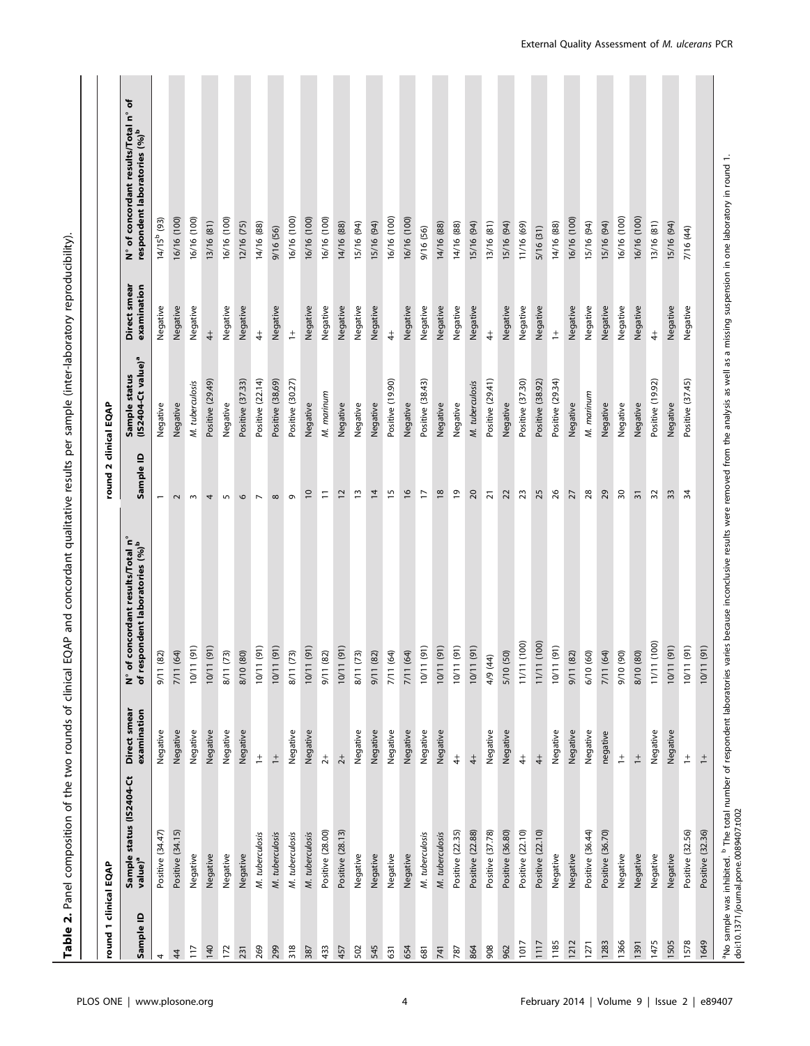**Table 2.** Panel composition of the two rounds of clinical EQAP and concordant qualitative results per sample (inter-laboratory reproducibility).

| round 1 clinical EQAP | | | | round 2 clinical EQAP | | | |
|---|---|---|---|---|---|---|---|
| Sample ID | Sample status (IS2404-Ct value)[a] | Direct smear examination | N° of concordant results/Total n° of respondent laboratories (%)[b] | Sample ID | Sample status (IS2404-Ct value)[a] | Direct smear examination | N° of concordant results/Total n° of respondent laboratories (%)[b] |
| 4 | Positive (34.47) | Negative | 9/11 (82) | 1 | Negative | Negative | 14/15[b] (93) |
| 44 | Positive (34.15) | Negative | 7/11 (64) | 2 | Negative | Negative | 16/16 (100) |
| 117 | Negative | Negative | 10/11 (91) | 3 | *M. tuberculosis* | Negative | 16/16 (100) |
| 140 | Negative | Negative | 10/11 (91) | 4 | Positive (29.49) | 4+ | 13/16 (81) |
| 172 | Negative | Negative | 8/11 (73) | 5 | Negative | Negative | 16/16 (100) |
| 231 | Negative | Negative | 8/10 (80) | 6 | Positive (37.33) | Negative | 12/16 (75) |
| 269 | *M. tuberculosis* | 1+ | 10/11 (91) | 7 | Positive (22.14) | 4+ | 14/16 (88) |
| 299 | *M. tuberculosis* | 1+ | 10/11 (91) | 8 | Positive (38,69) | Negative | 9/16 (56) |
| 318 | *M. tuberculosis* | Negative | 8/11 (73) | 9 | Positive (30.27) | 1+ | 16/16 (100) |
| 387 | *M. tuberculosis* | Negative | 10/11 (91) | 10 | Negative | Negative | 16/16 (100) |
| 433 | Positive (28.00) | 2+ | 9/11 (82) | 11 | *M. marinum* | Negative | 16/16 (100) |
| 457 | Positive (28.13) | 2+ | 10/11 (91) | 12 | Negative | Negative | 14/16 (88) |
| 502 | Negative | Negative | 8/11 (73) | 13 | Negative | Negative | 15/16 (94) |
| 545 | Negative | Negative | 9/11 (82) | 14 | Negative | Negative | 15/16 (94) |
| 631 | Negative | Negative | 7/11 (64) | 15 | Positive (19.90) | 4+ | 16/16 (100) |
| 654 | Negative | Negative | 7/11 (64) | 16 | Negative | Negative | 16/16 (100) |
| 681 | *M. tuberculosis* | Negative | 10/11 (91) | 17 | Positive (38.43) | Negative | 9/16 (56) |
| 741 | *M. tuberculosis* | Negative | 10/11 (91) | 18 | Negative | Negative | 14/16 (88) |
| 787 | Positive (22.35) | 4+ | 10/11 (91) | 19 | Negative | Negative | 14/16 (88) |
| 864 | Positive (22.88) | 4+ | 10/11 (91) | 20 | *M. tuberculosis* | Negative | 15/16 (94) |
| 908 | Positive (37.78) | Negative | 4/9 (44) | 21 | Positive (29.41) | 4+ | 13/16 (81) |
| 962 | Positive (36.80) | Negative | 5/10 (50) | 22 | Negative | Negative | 15/16 (94) |
| 1017 | Positive (22.10) | 4+ | 11/11 (100) | 23 | Positive (37.30) | Negative | 11/16 (69) |
| 1117 | Positive (22.10) | 4+ | 11/11 (100) | 25 | Positive (38.92) | Negative | 5/16 (31) |
| 1185 | Negative | Negative | 10/11 (91) | 26 | Positive (29.34) | 1+ | 14/16 (88) |
| 1212 | Negative | Negative | 9/11 (82) | 27 | Negative | Negative | 16/16 (100) |
| 1271 | Positive (36.44) | Negative | 6/10 (60) | 28 | *M. marinum* | Negative | 15/16 (94) |
| 1283 | Positive (36.70) | negative | 7/11 (64) | 29 | Negative | Negative | 15/16 (94) |
| 1366 | Negative | 1+ | 9/10 (90) | 30 | Negative | Negative | 16/16 (100) |
| 1391 | Negative | 1+ | 8/10 (80) | 31 | Negative | Negative | 16/16 (100) |
| 1475 | Negative | Negative | 11/11 (100) | 32 | Positive (19.92) | 4+ | 13/16 (81) |
| 1505 | Negative | Negative | 10/11 (91) | 33 | Negative | Negative | 15/16 (94) |
| 1578 | Positive (32.56) | 1+ | 10/11 (91) | 34 | Positive (37.45) | Negative | 7/16 (44) |
| 1649 | Positive (32.36) | 1+ | 10/11 (91) | | | | |

[a]No sample was inhibited. [b] The total number of respondent laboratories varies because inconclusive results were removed from the analysis as well as a missing suspension in one laboratory in round 1.
doi:10.1371/journal.pone.0089407.t002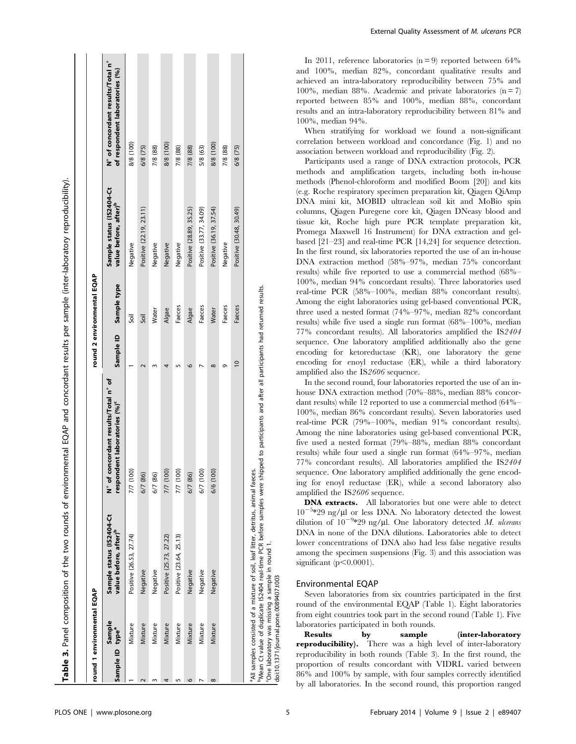**Table 3.** Panel composition of the two rounds of environmental EQAP and concordant results per sample (inter-laboratory reproducibility).

| round 1 environmental EQAP | | | | round 2 environmental EQAP | | | |
|---|---|---|---|---|---|---|---|
| Sample ID | Sample type[a] | Sample status (IS2404-Ct value before, after)[b] | N° of concordant results/Total n° of respondent laboratories (%)[c] | Sample ID | Sample type | Sample status (IS2404-Ct value before, after)[b] | N° of concordant results/Total n° of respondent laboratories (%) |
| 1 | Mixture | Positive (26.53, 27.74) | 7/7 (100) | 1 | Soil | Negative | 8/8 (100) |
| 2 | Mixture | Negative | 6/7 (86) | 2 | Soil | Positive (22.19, 23.11) | 6/8 (75) |
| 3 | Mixture | Negative | 6/7 (86) | 3 | Water | Negative | 7/8 (88) |
| 4 | Mixture | Positive (25.73, 27.22) | 7/7 (100) | 4 | Algae | Negative | 8/8 (100) |
| 5 | Mixture | Positive (23.64, 25.13) | 7/7 (100) | 5 | Faeces | Negative | 7/8 (88) |
| 6 | Mixture | Negative | 6/7 (86) | 6 | Algae | Positive (28.89, 35.25) | 7/8 (88) |
| 7 | Mixture | Negative | 6/7 (100) | 7 | Faeces | Positive (33.77, 34.09) | 5/8 (63) |
| 8 | Mixture | Negative | 6/6 (100) | 8 | Water | Positive (36.19, 37.54) | 8/8 (100) |
| | | | | 9 | Faeces | Negative | 7/8 (88) |
| | | | | 10 | Faeces | Positive (30.48, 30.49) | 6/8 (75) |

[a]All samples consisted of a mixture of soil, leaf litter, detritus, animal faeces.
[b]Mean Ct value of duplicate IS2404 real-time PCR before samples were shipped to participants and after all participants had returned results.
[c]One laboratory was missing a sample in round 1.
doi:10.1371/journal.pone.0089407.t003

In 2011, reference laboratories (n = 9) reported between 64% and 100%, median 82%, concordant qualitative results and achieved an intra-laboratory reproducibility between 75% and 100%, median 88%. Academic and private laboratories (n = 7) reported between 85% and 100%, median 88%, concordant results and an intra-laboratory reproducibility between 81% and 100%, median 94%.

When stratifying for workload we found a non-significant correlation between workload and concordance (Fig. 1) and no association between workload and reproducibility (Fig. 2).

Participants used a range of DNA extraction protocols, PCR methods and amplification targets, including both in-house methods (Phenol-chloroform and modified Boom [20]) and kits (e.g. Roche respiratory specimen preparation kit, Qiagen QiAmp DNA mini kit, MOBID ultraclean soil kit and MoBio spin columns, Qiagen Puregene core kit, Qiagen DNeasy blood and tissue kit, Roche high pure PCR template preparation kit, Promega Maxwell 16 Instrument) for DNA extraction and gel-based [21–23] and real-time PCR [14,24] for sequence detection. In the first round, six laboratories reported the use of an in-house DNA extraction method (58%–97%, median 75% concordant results) while five reported to use a commercial method (68%–100%, median 94% concordant results). Three laboratories used real-time PCR (58%–100%, median 88% concordant results). Among the eight laboratories using gel-based conventional PCR, three used a nested format (74%–97%, median 82% concordant results) while five used a single run format (68%–100%, median 77% concordant results). All laboratories amplified the IS*2404* sequence. One laboratory amplified additionally also the gene encoding for ketoreductase (KR), one laboratory the gene encoding for enoyl reductase (ER), while a third laboratory amplified also the IS*2606* sequence.

In the second round, four laboratories reported the use of an in-house DNA extraction method (70%–88%, median 88% concordant results) while 12 reported to use a commercial method (64%–100%, median 86% concordant results). Seven laboratories used real-time PCR (79%–100%, median 91% concordant results). Among the nine laboratories using gel-based conventional PCR, five used a nested format (79%–88%, median 88% concordant results) while four used a single run format (64%–97%, median 77% concordant results). All laboratories amplified the IS*2404* sequence. One laboratory amplified additionally the gene encoding for enoyl reductase (ER), while a second laboratory also amplified the IS*2606* sequence.

**DNA extracts.** All laboratories but one were able to detect $10^{-5}$*29 ng/µl or less DNA. No laboratory detected the lowest dilution of $10^{-9}$*29 ng/µl. One laboratory detected *M. ulcerans* DNA in none of the DNA dilutions. Laboratories able to detect lower concentrations of DNA also had less false negative results among the specimen suspensions (Fig. 3) and this association was significant ($p<0.0001$).

## Environmental EQAP

Seven laboratories from six countries participated in the first round of the environmental EQAP (Table 1). Eight laboratories from eight countries took part in the second round (Table 1). Five laboratories participated in both rounds.

**Results by sample (inter-laboratory reproducibility).** There was a high level of inter-laboratory reproducibility in both rounds (Table 3). In the first round, the proportion of results concordant with VIDRL varied between 86% and 100% by sample, with four samples correctly identified by all laboratories. In the second round, this proportion ranged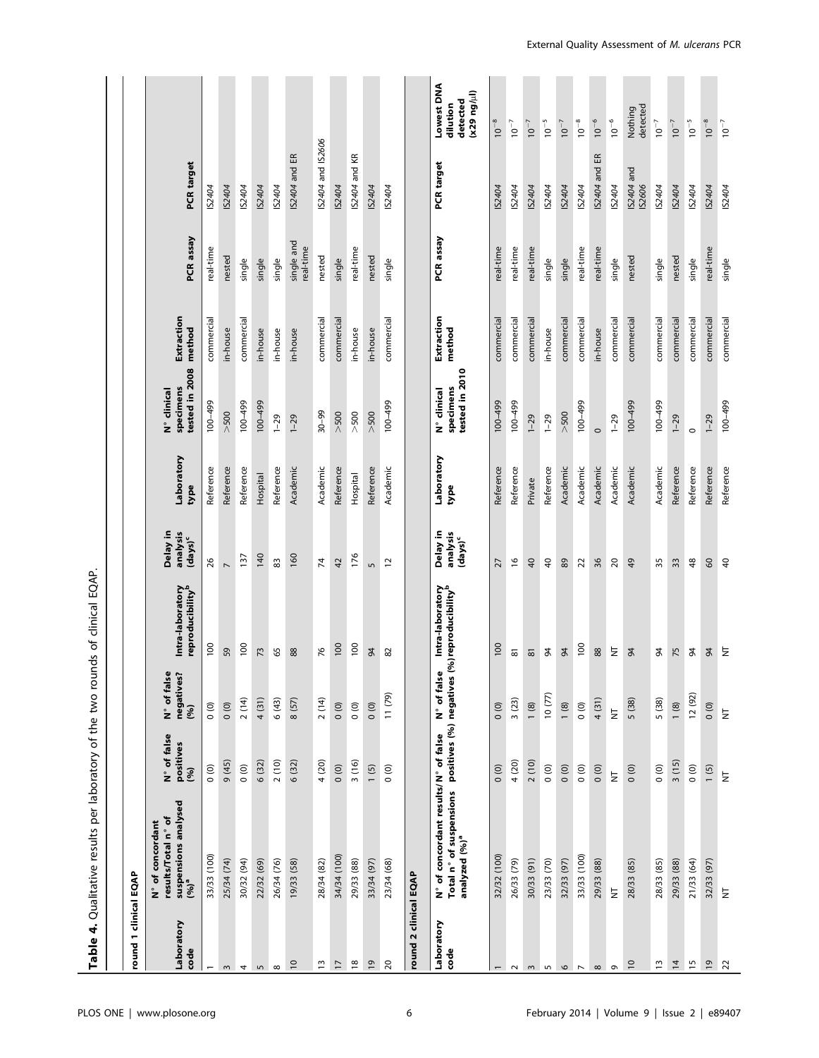**Table 4.** Qualitative results per laboratory of the two rounds of clinical EQAP.

**round 1 clinical EQAP**

| Laboratory code | N° of concordant results/Total n° of suspensions analysed (%)[a] | N° of false positives (%) | N° of false negatives? (%) | Intra-laboratory reproducibility[b] | Delay in analysis (days)[c] | Laboratory type | N° clinical specimens tested in 2008 | Extraction method | PCR assay | PCR target |
|---|---|---|---|---|---|---|---|---|---|---|
| 1 | 33/33 (100) | 0 (0) | 0 (0) | 100 | 26 | Reference | 100–499 | commercial | real-time | *IS2404* |
| 3 | 25/34 (74) | 9 (45) | 0 (0) | 59 | 7 | Reference | >500 | in-house | nested | *IS2404* |
| 4 | 30/32 (94) | 0 (0) | 2 (14) | 100 | 137 | Reference | 100–499 | commercial | single | *IS2404* |
| 5 | 22/32 (69) | 6 (32) | 4 (31) | 73 | 140 | Hospital | 100–499 | in-house | single | *IS2404* |
| 8 | 26/34 (76) | 2 (10) | 6 (43) | 65 | 83 | Reference | 1–29 | in-house | single | *IS2404* |
| 10 | 19/33 (58) | 6 (32) | 8 (57) | 88 | 160 | Academic | 1–29 | in-house | single and real-time | *IS2404* and ER |
| 13 | 28/34 (82) | 4 (20) | 2 (14) | 76 | 74 | Academic | 30–99 | commercial | nested | *IS2404* and *IS2606* |
| 17 | 34/34 (100) | 0 (0) | 0 (0) | 100 | 42 | Reference | >500 | commercial | single | *IS2404* |
| 18 | 29/33 (88) | 3 (16) | 0 (0) | 100 | 176 | Hospital | >500 | in-house | real-time | *IS2404* and KR |
| 19 | 33/34 (97) | 1 (5) | 0 (0) | 94 | 5 | Reference | >500 | in-house | nested | *IS2404* |
| 20 | 23/34 (68) | 0 (0) | 11 (79) | 82 | 12 | Academic | 100–499 | commercial | single | *IS2404* |

**round 2 clinical EQAP**

| Laboratory code | N° of concordant results/Total n° of suspensions analyzed (%)[a] | N° of false positives (%) | N° of false negatives (%) | Intra-laboratory reproducibility[b] | Delay in analysis (days)[c] | Laboratory type | N° clinical specimens tested in 2010 | Extraction method | PCR assay | PCR target | Lowest DNA dilution detected (x29 ng/µl) |
|---|---|---|---|---|---|---|---|---|---|---|---|
| 1 | 32/32 (100) | 0 (0) | 0 (0) | 100 | 27 | Reference | 100–499 | commercial | real-time | *IS2404* | $10^{-8}$ |
| 2 | 26/33 (79) | 4 (20) | 3 (23) | 81 | 16 | Reference | 100–499 | commercial | real-time | *IS2404* | $10^{-7}$ |
| 3 | 30/33 (91) | 2 (10) | 1 (8) | 81 | 40 | Private | 1–29 | commercial | real-time | *IS2404* | $10^{-7}$ |
| 5 | 23/33 (70) | 0 (0) | 10 (77) | 94 | 40 | Reference | 1–29 | in-house | single | *IS2404* | $10^{-5}$ |
| 6 | 32/33 (97) | 0 (0) | 1 (8) | 94 | 89 | Academic | >500 | commercial | single | *IS2404* | $10^{-7}$ |
| 7 | 33/33 (100) | 0 (0) | 0 (0) | 100 | 22 | Academic | 100–499 | commercial | real-time | *IS2404* | $10^{-8}$ |
| 8 | 29/33 (88) | 0 (0) | 4 (31) | 88 | 36 | Academic | 0 | in-house | real-time | *IS2404* and ER | $10^{-6}$ |
| 9 | NT | NT | NT | NT | 20 | Academic | 1–29 | commercial | single | *IS2404* | $10^{-6}$ |
| 10 | 28/33 (85) | 0 (0) | 5 (38) | 94 | 49 | Academic | 100–499 | commercial | nested | *IS2404* and *IS2606* | Nothing detected |
| 13 | 28/33 (85) | 0 (0) | 5 (38) | 94 | 35 | Academic | 100–499 | commercial | single | *IS2404* | $10^{-7}$ |
| 14 | 29/33 (88) | 3 (15) | 1 (8) | 75 | 33 | Reference | 1–29 | commercial | nested | *IS2404* | $10^{-7}$ |
| 15 | 21/33 (64) | 0 (0) | 12 (92) | 94 | 48 | Reference | 0 | commercial | single | *IS2404* | $10^{-5}$ |
| 19 | 32/33 (97) | 1 (5) | 0 (0) | 94 | 60 | Reference | 1–29 | commercial | real-time | *IS2404* | $10^{-8}$ |
| 22 | NT | NT | NT | NT | 40 | Reference | 100–499 | commercial | single | *IS2404* | $10^{-7}$ |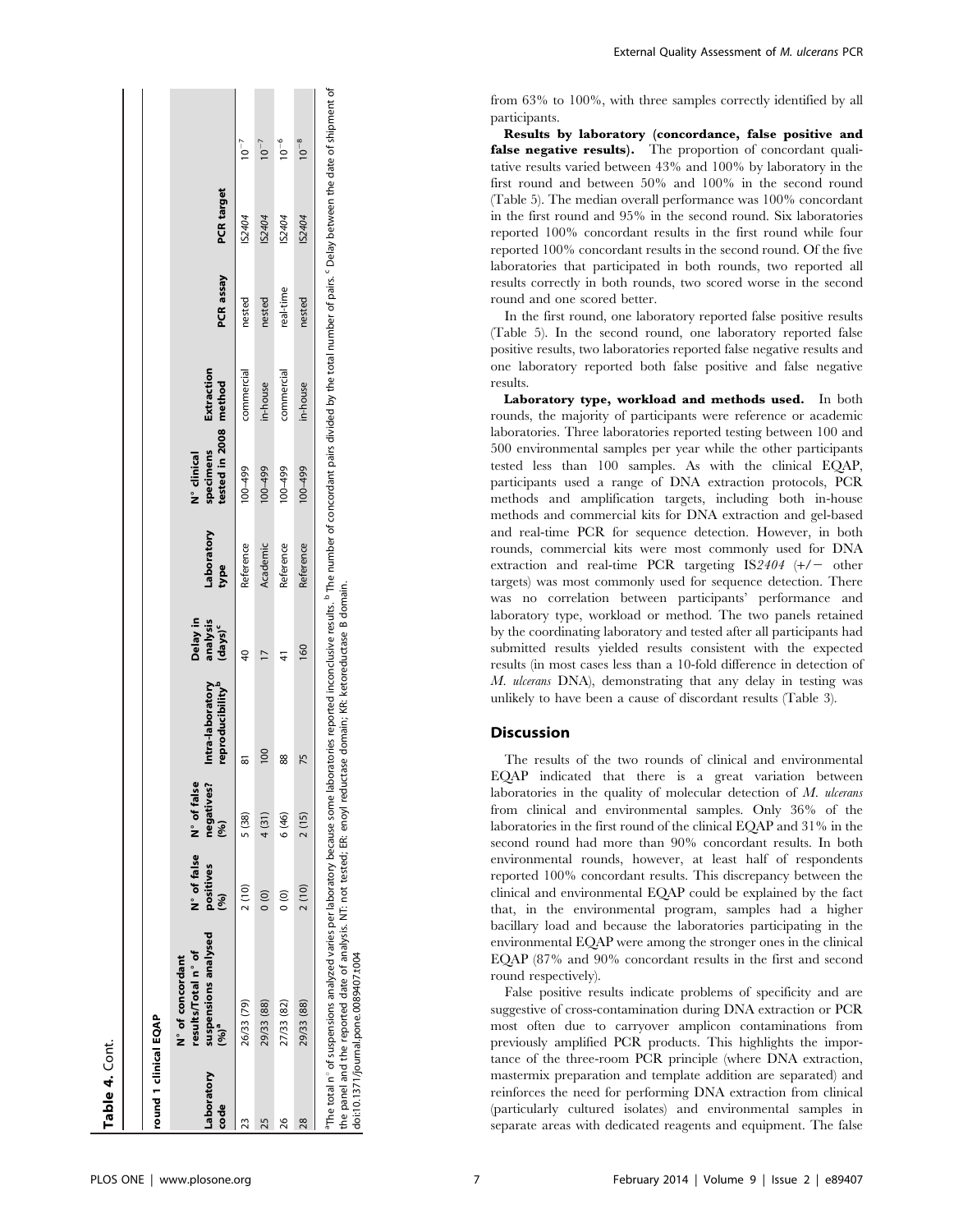**Table 4.** Cont.

| Laboratory code | N° of concordant results/Total n° of suspensions analysed (%)[a] | N° of false positives (%) | N° of false negatives? (%) | Intra-laboratory reproducibility[b] | Delay in analysis (days)[c] | Laboratory type | N° clinical specimens tested in 2008 | Extraction method | PCR assay | PCR target | |
|---|---|---|---|---|---|---|---|---|---|---|---|
| **round 1 clinical EQAP** | | | | | | | | | | | |
| 23 | 26/33 (79) | 2 (10) | 5 (38) | 81 | 40 | Reference | 100–499 | commercial | nested | IS*2404* | $10^{-7}$ |
| 25 | 29/33 (88) | 0 (0) | 4 (31) | 100 | 17 | Academic | 100–499 | in-house | nested | IS*2404* | $10^{-7}$ |
| 26 | 27/33 (82) | 0 (0) | 6 (46) | 88 | 41 | Reference | 100–499 | commercial | real-time | IS*2404* | $10^{-6}$ |
| 28 | 29/33 (88) | 2 (10) | 2 (15) | 75 | 160 | Reference | 100–499 | in-house | nested | IS*2404* | $10^{-8}$ |

[a]The total n° of suspensions analyzed varies per laboratory because some laboratories reported inconclusive results. [b]The number of concordant pairs divided by the total number of pairs. [c]Delay between the date of shipment of the panel and the reported date of analysis. NT: not tested; ER: enoyl reductase domain; KR: ketoreductase B domain.

doi:10.1371/journal.pone.0089407.t004

from 63% to 100%, with three samples correctly identified by all participants.

**Results by laboratory (concordance, false positive and false negative results).** The proportion of concordant qualitative results varied between 43% and 100% by laboratory in the first round and between 50% and 100% in the second round (Table 5). The median overall performance was 100% concordant in the first round and 95% in the second round. Six laboratories reported 100% concordant results in the first round while four reported 100% concordant results in the second round. Of the five laboratories that participated in both rounds, two reported all results correctly in both rounds, two scored worse in the second round and one scored better.

In the first round, one laboratory reported false positive results (Table 5). In the second round, one laboratory reported false positive results, two laboratories reported false negative results and one laboratory reported both false positive and false negative results.

**Laboratory type, workload and methods used.** In both rounds, the majority of participants were reference or academic laboratories. Three laboratories reported testing between 100 and 500 environmental samples per year while the other participants tested less than 100 samples. As with the clinical EQAP, participants used a range of DNA extraction protocols, PCR methods and amplification targets, including both in-house methods and commercial kits for DNA extraction and gel-based and real-time PCR for sequence detection. However, in both rounds, commercial kits were most commonly used for DNA extraction and real-time PCR targeting IS*2404* (+/− other targets) was most commonly used for sequence detection. There was no correlation between participants' performance and laboratory type, workload or method. The two panels retained by the coordinating laboratory and tested after all participants had submitted results yielded results consistent with the expected results (in most cases less than a 10-fold difference in detection of *M. ulcerans* DNA), demonstrating that any delay in testing was unlikely to have been a cause of discordant results (Table 3).

## Discussion

The results of the two rounds of clinical and environmental EQAP indicated that there is a great variation between laboratories in the quality of molecular detection of *M. ulcerans* from clinical and environmental samples. Only 36% of the laboratories in the first round of the clinical EQAP and 31% in the second round had more than 90% concordant results. In both environmental rounds, however, at least half of respondents reported 100% concordant results. This discrepancy between the clinical and environmental EQAP could be explained by the fact that, in the environmental program, samples had a higher bacillary load and because the laboratories participating in the environmental EQAP were among the stronger ones in the clinical EQAP (87% and 90% concordant results in the first and second round respectively).

False positive results indicate problems of specificity and are suggestive of cross-contamination during DNA extraction or PCR most often due to carryover amplicon contaminations from previously amplified PCR products. This highlights the importance of the three-room PCR principle (where DNA extraction, mastermix preparation and template addition are separated) and reinforces the need for performing DNA extraction from clinical (particularly cultured isolates) and environmental samples in separate areas with dedicated reagents and equipment. The false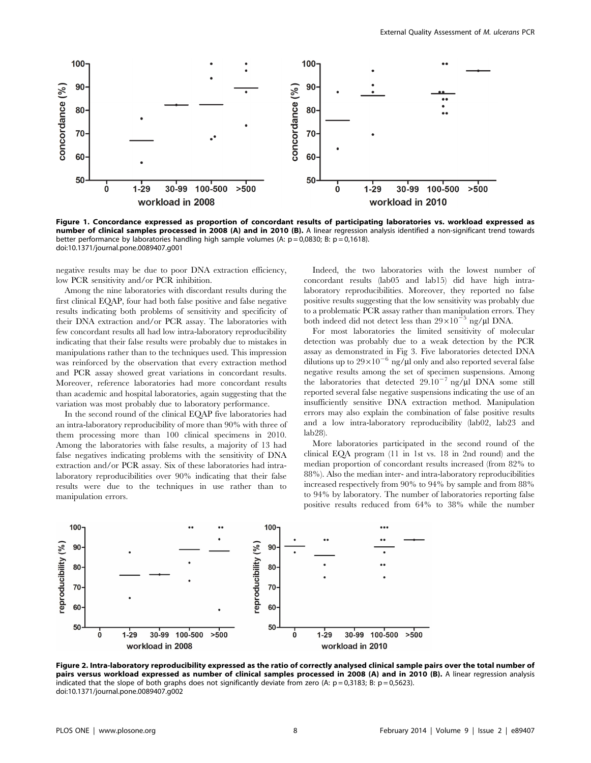**Figure 1. Concordance expressed as proportion of concordant results of participating laboratories vs. workload expressed as number of clinical samples processed in 2008 (A) and in 2010 (B).** A linear regression analysis identified a non-significant trend towards better performance by laboratories handling high sample volumes (A: p = 0,0830; B: p = 0,1618).
doi:10.1371/journal.pone.0089407.g001

negative results may be due to poor DNA extraction efficiency, low PCR sensitivity and/or PCR inhibition.

Among the nine laboratories with discordant results during the first clinical EQAP, four had both false positive and false negative results indicating both problems of sensitivity and specificity of their DNA extraction and/or PCR assay. The laboratories with few concordant results all had low intra-laboratory reproducibility indicating that their false results were probably due to mistakes in manipulations rather than to the techniques used. This impression was reinforced by the observation that every extraction method and PCR assay showed great variations in concordant results. Moreover, reference laboratories had more concordant results than academic and hospital laboratories, again suggesting that the variation was most probably due to laboratory performance.

In the second round of the clinical EQAP five laboratories had an intra-laboratory reproducibility of more than 90% with three of them processing more than 100 clinical specimens in 2010. Among the laboratories with false results, a majority of 13 had false negatives indicating problems with the sensitivity of DNA extraction and/or PCR assay. Six of these laboratories had intra-laboratory reproducibilities over 90% indicating that their false results were due to the techniques in use rather than to manipulation errors.

Indeed, the two laboratories with the lowest number of concordant results (lab05 and lab15) did have high intra-laboratory reproducibilities. Moreover, they reported no false positive results suggesting that the low sensitivity was probably due to a problematic PCR assay rather than manipulation errors. They both indeed did not detect less than $29\times10^{-5}$ ng/µl DNA.

For most laboratories the limited sensitivity of molecular detection was probably due to a weak detection by the PCR assay as demonstrated in Fig 3. Five laboratories detected DNA dilutions up to $29\times10^{-6}$ ng/µl only and also reported several false negative results among the set of specimen suspensions. Among the laboratories that detected $29.10^{-7}$ ng/µl DNA some still reported several false negative suspensions indicating the use of an insufficiently sensitive DNA extraction method. Manipulation errors may also explain the combination of false positive results and a low intra-laboratory reproducibility (lab02, lab23 and lab28).

More laboratories participated in the second round of the clinical EQA program (11 in 1st vs. 18 in 2nd round) and the median proportion of concordant results increased (from 82% to 88%). Also the median inter- and intra-laboratory reproducibilities increased respectively from 90% to 94% by sample and from 88% to 94% by laboratory. The number of laboratories reporting false positive results reduced from 64% to 38% while the number

**Figure 2. Intra-laboratory reproducibility expressed as the ratio of correctly analysed clinical sample pairs over the total number of pairs versus workload expressed as number of clinical samples processed in 2008 (A) and in 2010 (B).** A linear regression analysis indicated that the slope of both graphs does not significantly deviate from zero (A: p = 0,3183; B: p = 0,5623).
doi:10.1371/journal.pone.0089407.g002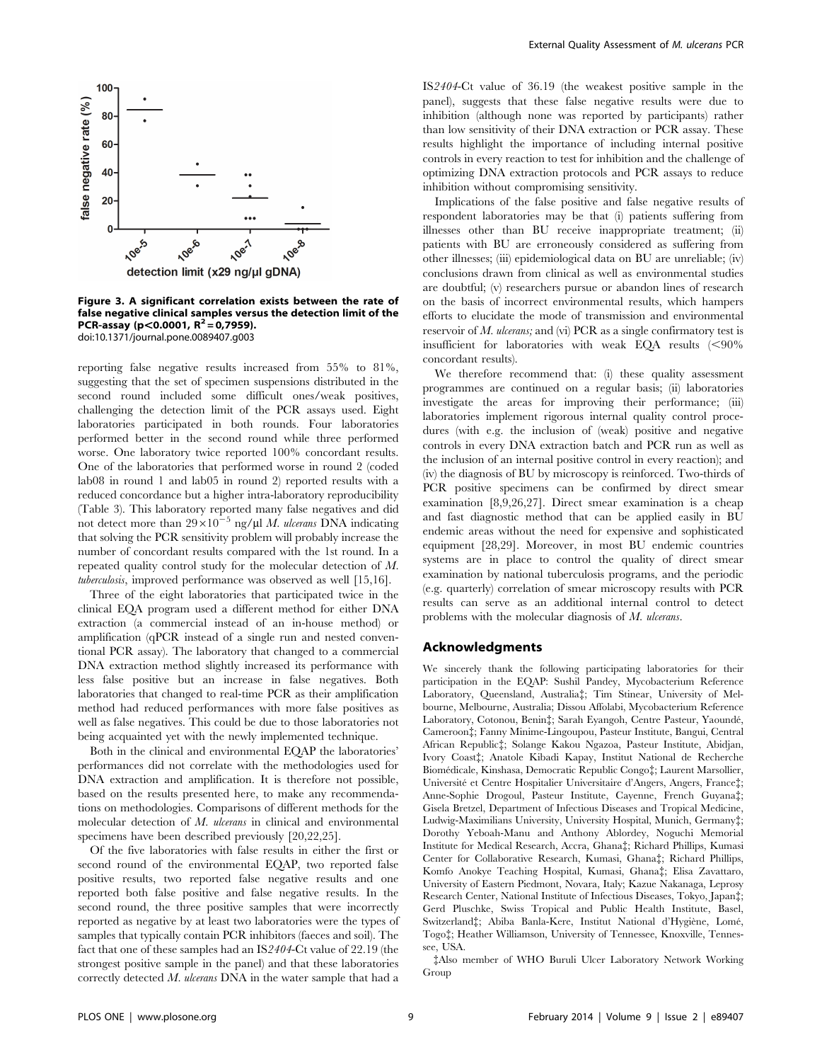**Figure 3. A significant correlation exists between the rate of false negative clinical samples versus the detection limit of the PCR-assay ($p<0.0001$, $R^2=0{,}7959$).**
doi:10.1371/journal.pone.0089407.g003

reporting false negative results increased from 55% to 81%, suggesting that the set of specimen suspensions distributed in the second round included some difficult ones/weak positives, challenging the detection limit of the PCR assays used. Eight laboratories participated in both rounds. Four laboratories performed better in the second round while three performed worse. One laboratory twice reported 100% concordant results. One of the laboratories that performed worse in round 2 (coded lab08 in round 1 and lab05 in round 2) reported results with a reduced concordance but a higher intra-laboratory reproducibility (Table 3). This laboratory reported many false negatives and did not detect more than $29\times10^{-5}$ ng/µl *M. ulcerans* DNA indicating that solving the PCR sensitivity problem will probably increase the number of concordant results compared with the 1st round. In a repeated quality control study for the molecular detection of *M. tuberculosis*, improved performance was observed as well [15,16].

Three of the eight laboratories that participated twice in the clinical EQA program used a different method for either DNA extraction (a commercial instead of an in-house method) or amplification (qPCR instead of a single run and nested conventional PCR assay). The laboratory that changed to a commercial DNA extraction method slightly increased its performance with less false positive but an increase in false negatives. Both laboratories that changed to real-time PCR as their amplification method had reduced performances with more false positives as well as false negatives. This could be due to those laboratories not being acquainted yet with the newly implemented technique.

Both in the clinical and environmental EQAP the laboratories' performances did not correlate with the methodologies used for DNA extraction and amplification. It is therefore not possible, based on the results presented here, to make any recommendations on methodologies. Comparisons of different methods for the molecular detection of *M. ulcerans* in clinical and environmental specimens have been described previously [20,22,25].

Of the five laboratories with false results in either the first or second round of the environmental EQAP, two reported false positive results, two reported false negative results and one reported both false positive and false negative results. In the second round, the three positive samples that were incorrectly reported as negative by at least two laboratories were the types of samples that typically contain PCR inhibitors (faeces and soil). The fact that one of these samples had an *IS2404*-Ct value of 22.19 (the strongest positive sample in the panel) and that these laboratories correctly detected *M. ulcerans* DNA in the water sample that had a *IS2404*-Ct value of 36.19 (the weakest positive sample in the panel), suggests that these false negative results were due to inhibition (although none was reported by participants) rather than low sensitivity of their DNA extraction or PCR assay. These results highlight the importance of including internal positive controls in every reaction to test for inhibition and the challenge of optimizing DNA extraction protocols and PCR assays to reduce inhibition without compromising sensitivity.

Implications of the false positive and false negative results of respondent laboratories may be that (i) patients suffering from illnesses other than BU receive inappropriate treatment; (ii) patients with BU are erroneously considered as suffering from other illnesses; (iii) epidemiological data on BU are unreliable; (iv) conclusions drawn from clinical as well as environmental studies are doubtful; (v) researchers pursue or abandon lines of research on the basis of incorrect environmental results, which hampers efforts to elucidate the mode of transmission and environmental reservoir of *M. ulcerans;* and (vi) PCR as a single confirmatory test is insufficient for laboratories with weak EQA results (<90% concordant results).

We therefore recommend that: (i) these quality assessment programmes are continued on a regular basis; (ii) laboratories investigate the areas for improving their performance; (iii) laboratories implement rigorous internal quality control procedures (with e.g. the inclusion of (weak) positive and negative controls in every DNA extraction batch and PCR run as well as the inclusion of an internal positive control in every reaction); and (iv) the diagnosis of BU by microscopy is reinforced. Two-thirds of PCR positive specimens can be confirmed by direct smear examination [8,9,26,27]. Direct smear examination is a cheap and fast diagnostic method that can be applied easily in BU endemic areas without the need for expensive and sophisticated equipment [28,29]. Moreover, in most BU endemic countries systems are in place to control the quality of direct smear examination by national tuberculosis programs, and the periodic (e.g. quarterly) correlation of smear microscopy results with PCR results can serve as an additional internal control to detect problems with the molecular diagnosis of *M. ulcerans*.

## Acknowledgments

We sincerely thank the following participating laboratories for their participation in the EQAP: Sushil Pandey, Mycobacterium Reference Laboratory, Queensland, Australia‡; Tim Stinear, University of Melbourne, Melbourne, Australia; Dissou Affolabi, Mycobacterium Reference Laboratory, Cotonou, Benin‡; Sarah Eyangoh, Centre Pasteur, Yaoundé, Cameroon‡; Fanny Minime-Lingoupou, Pasteur Institute, Bangui, Central African Republic‡; Solange Kakou Ngazoa, Pasteur Institute, Abidjan, Ivory Coast‡; Anatole Kibadi Kapay, Institut National de Recherche Biomédicale, Kinshasa, Democratic Republic Congo‡; Laurent Marsollier, Université et Centre Hospitalier Universitaire d'Angers, Angers, France‡; Anne-Sophie Drogoul, Pasteur Institute, Cayenne, French Guyana‡; Gisela Bretzel, Department of Infectious Diseases and Tropical Medicine, Ludwig-Maximilians University, University Hospital, Munich, Germany‡; Dorothy Yeboah-Manu and Anthony Ablordey, Noguchi Memorial Institute for Medical Research, Accra, Ghana‡; Richard Phillips, Kumasi Center for Collaborative Research, Kumasi, Ghana‡; Richard Phillips, Komfo Anokye Teaching Hospital, Kumasi, Ghana‡; Elisa Zavattaro, University of Eastern Piedmont, Novara, Italy; Kazue Nakanaga, Leprosy Research Center, National Institute of Infectious Diseases, Tokyo, Japan‡; Gerd Pluschke, Swiss Tropical and Public Health Institute, Basel, Switzerland‡; Abiba Banla-Kere, Institut National d'Hygiène, Lomé, Togo‡; Heather Williamson, University of Tennessee, Knoxville, Tennessee, USA.

‡Also member of WHO Buruli Ulcer Laboratory Network Working Group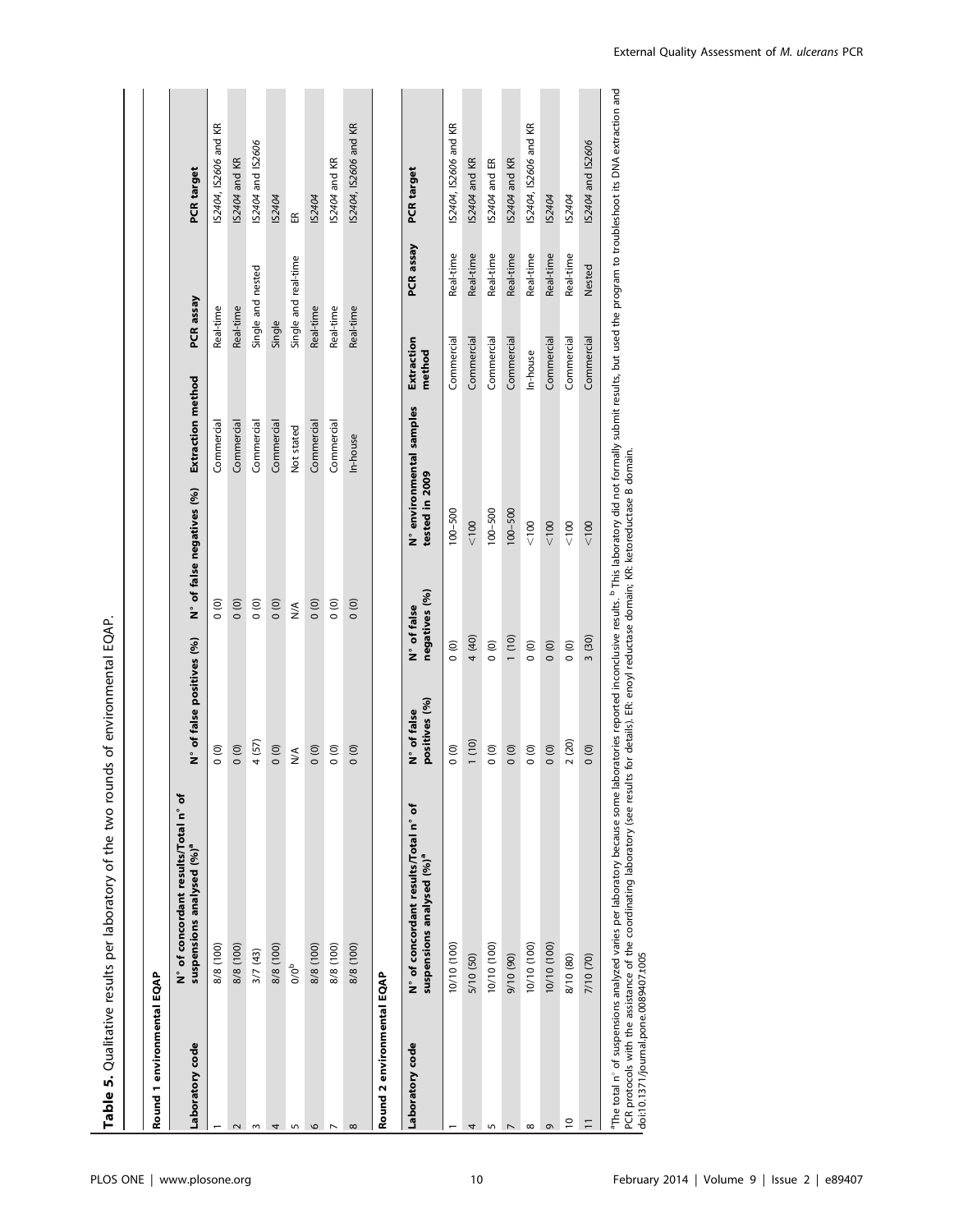**Table 5.** Qualitative results per laboratory of the two rounds of environmental EQAP.

**Round 1 environmental EQAP**

| Laboratory code | N° of concordant results/Total n° of suspensions analysed (%)[a] | N° of false positives (%) | N° of false negatives (%) | Extraction method | PCR assay | PCR target |
|---|---|---|---|---|---|---|
| 1 | 8/8 (100) | 0 (0) | 0 (0) | Commercial | Real-time | *IS2404*, *IS2606* and KR |
| 2 | 8/8 (100) | 0 (0) | 0 (0) | Commercial | Real-time | *IS2404* and KR |
| 3 | 3/7 (43) | 4 (57) | 0 (0) | Commercial | Single and nested | *IS2404* and *IS2606* |
| 4 | 8/8 (100) | 0 (0) | 0 (0) | Commercial | Single | *IS2404* |
| 5 | 0/0[b] | N/A | N/A | Not stated | Single and real-time | ER |
| 6 | 8/8 (100) | 0 (0) | 0 (0) | Commercial | Real-time | *IS2404* |
| 7 | 8/8 (100) | 0 (0) | 0 (0) | Commercial | Real-time | *IS2404* and KR |
| 8 | 8/8 (100) | 0 (0) | 0 (0) | In-house | Real-time | *IS2404*, *IS2606* and KR |

**Round 2 environmental EQAP**

| Laboratory code | N° of concordant results/Total n° of suspensions analysed (%)[a] | N° of false positives (%) | N° of false negatives (%) | N° environmental samples tested in 2009 | Extraction method | PCR assay | PCR target |
|---|---|---|---|---|---|---|---|
| 1 | 10/10 (100) | 0 (0) | 0 (0) | 100–500 | Commercial | Real-time | *IS2404*, *IS2606* and KR |
| 4 | 5/10 (50) | 1 (10) | 4 (40) | <100 | Commercial | Real-time | *IS2404* and KR |
| 5 | 10/10 (100) | 0 (0) | 0 (0) | 100–500 | Commercial | Real-time | *IS2404* and ER |
| 7 | 9/10 (90) | 0 (0) | 1 (10) | 100–500 | Commercial | Real-time | *IS2404* and KR |
| 8 | 10/10 (100) | 0 (0) | 0 (0) | <100 | In-house | Real-time | *IS2404*, *IS2606* and KR |
| 9 | 10/10 (100) | 0 (0) | 0 (0) | <100 | Commercial | Real-time | *IS2404* |
| 10 | 8/10 (80) | 2 (20) | 0 (0) | <100 | Commercial | Real-time | *IS2404* |
| 11 | 7/10 (70) | 0 (0) | 3 (30) | <100 | Commercial | Nested | *IS2404* and *IS2606* |

[a]The total n° of suspensions analyzed varies per laboratory because some laboratories reported inconclusive results. [b] This laboratory did not formally submit results, but used the program to troubleshoot its DNA extraction and PCR protocols with the assistance of the coordinating laboratory (see results for details). ER: enoyl reductase domain; KR: ketoreductase B domain.

doi:10.1371/journal.pone.0089407.t005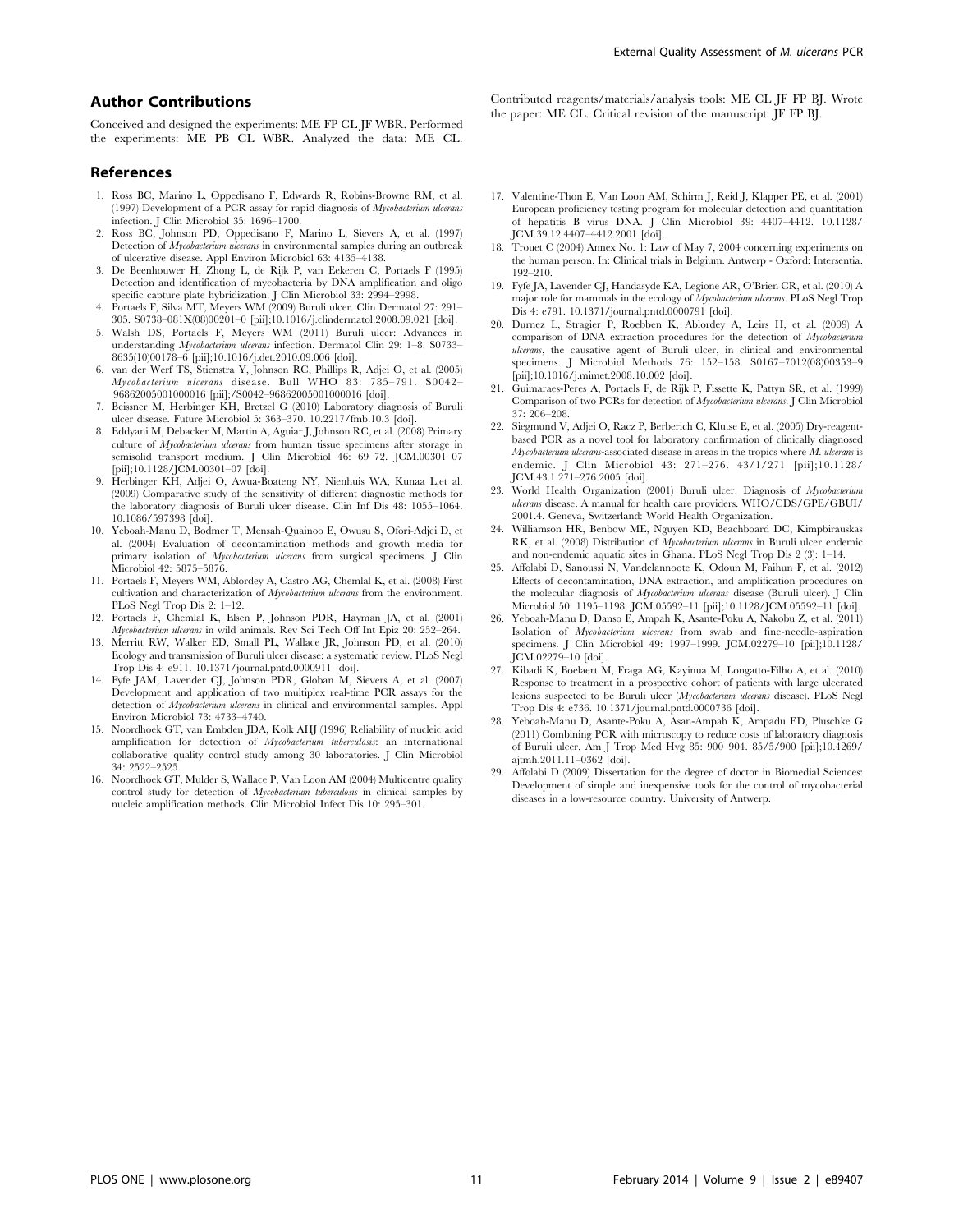## Author Contributions

Conceived and designed the experiments: ME FP CL JF WBR. Performed the experiments: ME PB CL WBR. Analyzed the data: ME CL. Contributed reagents/materials/analysis tools: ME CL JF FP BJ. Wrote the paper: ME CL. Critical revision of the manuscript: JF FP BJ.

## References

1. Ross BC, Marino L, Oppedisano F, Edwards R, Robins-Browne RM, et al. (1997) Development of a PCR assay for rapid diagnosis of *Mycobacterium ulcerans* infection. J Clin Microbiol 35: 1696–1700.
2. Ross BC, Johnson PD, Oppedisano F, Marino L, Sievers A, et al. (1997) Detection of *Mycobacterium ulcerans* in environmental samples during an outbreak of ulcerative disease. Appl Environ Microbiol 63: 4135–4138.
3. De Beenhouwer H, Zhong L, de Rijk P, van Eekeren C, Portaels F (1995) Detection and identification of mycobacteria by DNA amplification and oligo specific capture plate hybridization. J Clin Microbiol 33: 2994–2998.
4. Portaels F, Silva MT, Meyers WM (2009) Buruli ulcer. Clin Dermatol 27: 291–305. S0738-081X(08)00201-0 [pii];10.1016/j.clindermatol.2008.09.021 [doi].
5. Walsh DS, Portaels F, Meyers WM (2011) Buruli ulcer: Advances in understanding *Mycobacterium ulcerans* infection. Dermatol Clin 29: 1–8. S0733-8635(10)00178-6 [pii];10.1016/j.det.2010.09.006 [doi].
6. van der Werf TS, Stienstra Y, Johnson RC, Phillips R, Adjei O, et al. (2005) *Mycobacterium ulcerans* disease. Bull WHO 83: 785–791. S0042-96862005001000016 [pii];/S0042-96862005001000016 [doi].
7. Beissner M, Herbinger KH, Bretzel G (2010) Laboratory diagnosis of Buruli ulcer disease. Future Microbiol 5: 363–370. 10.2217/fmb.10.3 [doi].
8. Eddyani M, Debacker M, Martin A, Aguiar J, Johnson RC, et al. (2008) Primary culture of *Mycobacterium ulcerans* from human tissue specimens after storage in semisolid transport medium. J Clin Microbiol 46: 69–72. JCM.00301-07 [pii];10.1128/JCM.00301-07 [doi].
9. Herbinger KH, Adjei O, Awua-Boateng NY, Nienhuis WA, Kunaa L,et al. (2009) Comparative study of the sensitivity of different diagnostic methods for the laboratory diagnosis of Buruli ulcer disease. Clin Inf Dis 48: 1055–1064. 10.1086/597398 [doi].
10. Yeboah-Manu D, Bodmer T, Mensah-Quainoo E, Owusu S, Ofori-Adjei D, et al. (2004) Evaluation of decontamination methods and growth media for primary isolation of *Mycobacterium ulcerans* from surgical specimens. J Clin Microbiol 42: 5875–5876.
11. Portaels F, Meyers WM, Ablordey A, Castro AG, Chemlal K, et al. (2008) First cultivation and characterization of *Mycobacterium ulcerans* from the environment. PLoS Negl Trop Dis 2: 1–12.
12. Portaels F, Chemlal K, Elsen P, Johnson PDR, Hayman JA, et al. (2001) *Mycobacterium ulcerans* in wild animals. Rev Sci Tech Off Int Epiz 20: 252–264.
13. Merritt RW, Walker ED, Small PL, Wallace JR, Johnson PD, et al. (2010) Ecology and transmission of Buruli ulcer disease: a systematic review. PLoS Negl Trop Dis 4: e911. 10.1371/journal.pntd.0000911 [doi].
14. Fyfe JAM, Lavender CJ, Johnson PDR, Globan M, Sievers A, et al. (2007) Development and application of two multiplex real-time PCR assays for the detection of *Mycobacterium ulcerans* in clinical and environmental samples. Appl Environ Microbiol 73: 4733–4740.
15. Noordhoek GT, van Embden JDA, Kolk AHJ (1996) Reliability of nucleic acid amplification for detection of *Mycobacterium tuberculosis*: an international collaborative quality control study among 30 laboratories. J Clin Microbiol 34: 2522–2525.
16. Noordhoek GT, Mulder S, Wallace P, Van Loon AM (2004) Multicentre quality control study for detection of *Mycobacterium tuberculosis* in clinical samples by nucleic amplification methods. Clin Microbiol Infect Dis 10: 295–301.
17. Valentine-Thon E, Van Loon AM, Schirm J, Reid J, Klapper PE, et al. (2001) European proficiency testing program for molecular detection and quantitation of hepatitis B virus DNA. J Clin Microbiol 39: 4407–4412. 10.1128/JCM.39.12.4407-4412.2001 [doi].
18. Trouet C (2004) Annex No. 1: Law of May 7, 2004 concerning experiments on the human person. In: Clinical trials in Belgium. Antwerp - Oxford: Intersentia. 192–210.
19. Fyfe JA, Lavender CJ, Handasyde KA, Legione AR, O'Brien CR, et al. (2010) A major role for mammals in the ecology of *Mycobacterium ulcerans*. PLoS Negl Trop Dis 4: e791. 10.1371/journal.pntd.0000791 [doi].
20. Durnez L, Stragier P, Roebben K, Ablordey A, Leirs H, et al. (2009) A comparison of DNA extraction procedures for the detection of *Mycobacterium ulcerans*, the causative agent of Buruli ulcer, in clinical and environmental specimens. J Microbiol Methods 76: 152–158. S0167-7012(08)00353-9 [pii];10.1016/j.mimet.2008.10.002 [doi].
21. Guimaraes-Peres A, Portaels F, de Rijk P, Fissette K, Pattyn SR, et al. (1999) Comparison of two PCRs for detection of *Mycobacterium ulcerans*. J Clin Microbiol 37: 206–208.
22. Siegmund V, Adjei O, Racz P, Berberich C, Klutse E, et al. (2005) Dry-reagent-based PCR as a novel tool for laboratory confirmation of clinically diagnosed *Mycobacterium ulcerans*-associated disease in areas in the tropics where *M. ulcerans* is endemic. J Clin Microbiol 43: 271–276. 43/1/271 [pii];10.1128/JCM.43.1.271-276.2005 [doi].
23. World Health Organization (2001) Buruli ulcer. Diagnosis of *Mycobacterium ulcerans* disease. A manual for health care providers. WHO/CDS/GPE/GBUI/2001.4. Geneva, Switzerland: World Health Organization.
24. Williamson HR, Benbow ME, Nguyen KD, Beachboard DC, Kimpbirauskas RK, et al. (2008) Distribution of *Mycobacterium ulcerans* in Buruli ulcer endemic and non-endemic aquatic sites in Ghana. PLoS Negl Trop Dis 2 (3): 1–14.
25. Affolabi D, Sanoussi N, Vandelannoote K, Odoun M, Faihun F, et al. (2012) Effects of decontamination, DNA extraction, and amplification procedures on the molecular diagnosis of *Mycobacterium ulcerans* disease (Buruli ulcer). J Clin Microbiol 50: 1195–1198. JCM.05592-11 [pii];10.1128/JCM.05592-11 [doi].
26. Yeboah-Manu D, Danso E, Ampah K, Asante-Poku A, Nakobu Z, et al. (2011) Isolation of *Mycobacterium ulcerans* from swab and fine-needle-aspiration specimens. J Clin Microbiol 49: 1997–1999. JCM.02279-10 [pii];10.1128/JCM.02279-10 [doi].
27. Kibadi K, Boelaert M, Fraga AG, Kayinua M, Longatto-Filho A, et al. (2010) Response to treatment in a prospective cohort of patients with large ulcerated lesions suspected to be Buruli ulcer (*Mycobacterium ulcerans* disease). PLoS Negl Trop Dis 4: e736. 10.1371/journal.pntd.0000736 [doi].
28. Yeboah-Manu D, Asante-Poku A, Asan-Ampah K, Ampadu ED, Pluschke G (2011) Combining PCR with microscopy to reduce costs of laboratory diagnosis of Buruli ulcer. Am J Trop Med Hyg 85: 900–904. 85/5/900 [pii];10.4269/ajtmh.2011.11-0362 [doi].
29. Affolabi D (2009) Dissertation for the degree of doctor in Biomedial Sciences: Development of simple and inexpensive tools for the control of mycobacterial diseases in a low-resource country. University of Antwerp.